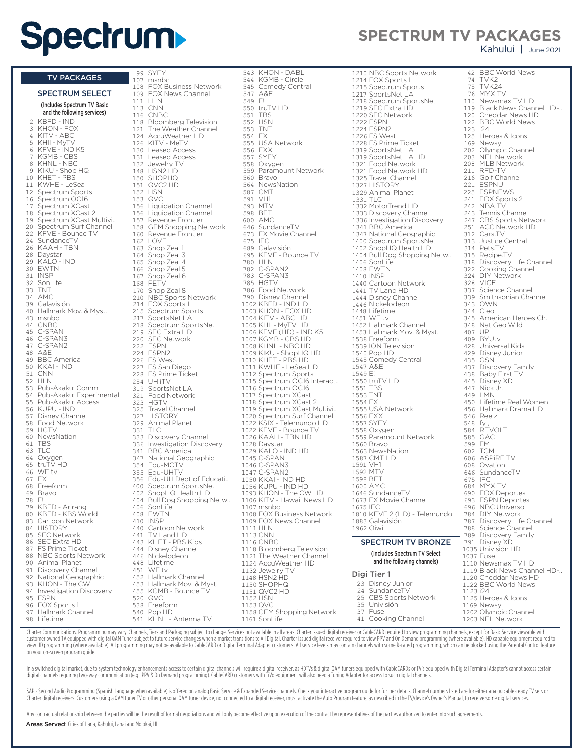# Spectrum

# SPECTRUM TV PACKAGES

Kahului | June 2021

## TV PACKAGES

### SPECTRUM SELECT

(Includes Spectrum TV Basic and the following services)

2 KBFD - IND
3 KHON - FOX
4 KITV - ABC
5 KHII - MyTV
6 KFVE - IND K5
7 KGMB - CBS
8 KHNL - NBC
9 KIKU - Shop HQ
10 KHET - PBS
11 KWHE - LeSea
12 Spectrum Sports
16 Spectrum OC16
17 Spectrum XCast
18 Spectrum XCast 2
19 Spectrum XCast Multivi..
20 Spectrum Surf Channel
22 KFVE - Bounce TV
24 SundanceTV
26 KAAH - TBN
28 Daystar
29 KALO - IND
30 EWTN
31 INSP
32 SonLife
33 TNT
34 AMC
39 Galavisión
40 Hallmark Mov. & Myst.
43 msnbc
44 CNBC
45 C-SPAN
46 C-SPAN3
47 C-SPAN2
48 A&E
49 BBC America
50 KKAI - IND
51 CNN
52 HLN
53 Pub-Akaku: Comm
54 Pub-Akaku: Experimental
55 Pub-Akaku: Access
56 KUPU - IND
57 Disney Channel
58 Food Network
59 HGTV
60 NewsNation
61 TBS
63 TLC
64 Oxygen
65 truTV HD
66 WE tv
67 FX
68 Freeform
69 Bravo
78 E!
79 KBFD - Arirang
80 KBFD - KBS World
83 Cartoon Network
84 HISTORY
85 SEC Network
86 SEC Extra HD
87 FS Prime Ticket
88 NBC Sports Network
90 Animal Planet
91 Discovery Channel
92 National Geographic
93 KHON - The CW
94 Investigation Discovery
95 ESPN
96 FOX Sports 1
97 Hallmark Channel
98 Lifetime
99 SYFY
107 msnbc
108 FOX Business Network
109 FOX News Channel
111 HLN
113 CNN
116 CNBC
118 Bloomberg Television
121 The Weather Channel
124 AccuWeather HD
126 KITV - MeTV
130 Leased Access
131 Leased Access
132 Jewelry TV
148 HSN2 HD
150 SHOPHQ
151 QVC2 HD
152 HSN
153 QVC
156 Liquidation Channel
156 Liquidation Channel
157 Revenue Frontier
158 GEM Shopping Network
160 Revenue Frontier
162 LOVE
163 Shop Zeal 1
164 Shop Zeal 3
165 Shop Zeal 4
166 Shop Zeal 5
167 Shop Zeal 6
168 FETV
170 Shop Zeal 8
210 NBC Sports Network
214 FOX Sports 1
215 Spectrum Sports
217 SportsNet LA
218 Spectrum SportsNet
219 SEC Extra HD
220 SEC Network
222 ESPN
224 ESPN2
226 FS West
227 FS San Diego
228 FS Prime Ticket
254 UH iTV
319 SportsNet LA
321 Food Network
323 HGTV
325 Travel Channel
327 HISTORY
329 Animal Planet
331 TLC
333 Discovery Channel
336 Investigation Discovery
341 BBC America
347 National Geographic
354 Edu-MCTV
355 Edu-UHTV
356 Edu-UH Dept of Educati..
400 Spectrum SportsNet
402 ShopHQ Health HD
404 Bull Dog Shopping Netw..
406 SonLife
408 EWTN
410 INSP
440 Cartoon Network
441 TV Land HD
443 KHET - PBS Kids
444 Disney Channel
446 Nickelodeon
448 Lifetime
451 WE tv
452 Hallmark Channel
453 Hallmark Mov. & Myst.
455 KGMB - Bounce TV
520 QVC
538 Freeform
540 Pop HD
541 KHNL - Antenna TV
543 KHON - DABL
544 KGMB - Circle
545 Comedy Central
547 A&E
549 E!
550 truTV HD
551 TBS
552 HSN
553 TNT
554 FX
555 USA Network
556 FXX
557 SYFY
558 Oxygen
559 Paramount Network
560 Bravo
564 NewsNation
587 CMT
591 VH1
593 MTV
598 BET
600 AMC
646 SundanceTV
673 FX Movie Channel
675 IFC
689 Galavisión
695 KFVE - Bounce TV
780 HLN
782 C-SPAN2
783 C-SPAN3
785 HGTV
786 Food Network
790 Disney Channel
1002 KBFD - IND HD
1003 KHON - FOX HD
1004 KITV - ABC HD
1005 KHII - MyTV HD
1006 KFVE (HD) - IND K5
1007 KGMB - CBS HD
1008 KHNL - NBC HD
1009 KIKU - ShopHQ HD
1010 KHET - PBS HD
1011 KWHE - LeSea HD
1012 Spectrum Sports
1015 Spectrum OC16 Interact..
1016 Spectrum OC16
1017 Spectrum XCast
1018 Spectrum XCast 2
1019 Spectrum XCast Multivi..
1020 Spectrum Surf Channel
1022 KSIX - Telemundo HD
1022 KFVE - Bounce TV
1026 KAAH - TBN HD
1028 Daystar
1029 KALO - IND HD
1045 C-SPAN
1046 C-SPAN3
1047 C-SPAN2
1050 KKAI - IND HD
1056 KUPU - IND HD
1093 KHON - The CW HD
1106 KITV - Hawaii News HD
1107 msnbc
1108 FOX Business Network
1109 FOX News Channel
1111 HLN
1113 CNN
1116 CNBC
1118 Bloomberg Television
1121 The Weather Channel
1124 AccuWeather HD
1132 Jewelry TV
1148 HSN2 HD
1150 SHOPHQ
1151 QVC2 HD
1152 HSN
1153 QVC
1158 GEM Shopping Network
1161 SonLife
1210 NBC Sports Network
1214 FOX Sports 1
1215 Spectrum Sports
1217 SportsNet LA
1218 Spectrum SportsNet
1219 SEC Extra HD
1220 SEC Network
1222 ESPN
1224 ESPN2
1226 FS West
1228 FS Prime Ticket
1319 SportsNet LA
1319 SportsNet LA HD
1321 Food Network
1321 Food Network HD
1325 Travel Channel
1327 HISTORY
1329 Animal Planet
1331 TLC
1332 MotorTrend HD
1333 Discovery Channel
1336 Investigation Discovery
1341 BBC America
1347 National Geographic
1400 Spectrum SportsNet
1402 ShopHQ Health HD
1404 Bull Dog Shopping Netw..
1406 SonLife
1408 EWTN
1410 INSP
1440 Cartoon Network
1441 TV Land HD
1444 Disney Channel
1446 Nickelodeon
1448 Lifetime
1451 WE tv
1452 Hallmark Channel
1453 Hallmark Mov. & Myst.
1538 Freeform
1539 ION Television
1540 Pop HD
1545 Comedy Central
1547 A&E
1549 E!
1550 truTV HD
1551 TBS
1553 TNT
1554 FX
1555 USA Network
1556 FXX
1557 SYFY
1558 Oxygen
1559 Paramount Network
1560 Bravo
1563 NewsNation
1587 CMT HD
1591 VH1
1592 MTV
1598 BET
1600 AMC
1646 SundanceTV
1673 FX Movie Channel
1675 IFC
1810 KFVE 2 (HD) - Telemundo
1883 Galavisión
1962 Oiwi

### SPECTRUM TV BRONZE

(Includes Spectrum TV Select and the following channels)

#### Digi Tier 1

23 Disney Junior
24 SundanceTV
25 CBS Sports Network
35 Univisión
37 Fuse
41 Cooking Channel
42 BBC World News
74 TVK2
75 TVK24
76 MYX TV
110 Newsmax TV HD
119 Black News Channel HD-..
120 Cheddar News HD
122 BBC World News
123 i24
125 Heroes & Icons
169 Newsy
202 Olympic Channel
203 NFL Network
208 MLB Network
211 RFD-TV
216 Golf Channel
221 ESPNU
225 ESPNEWS
241 FOX Sports 2
242 NBA TV
243 Tennis Channel
247 CBS Sports Network
251 ACC Network HD
312 Cars.TV
313 Justice Central
314 Pets.TV
315 Recipe.TV
318 Discovery Life Channel
322 Cooking Channel
324 DIY Network
328 VICE
337 Science Channel
339 Smithsonian Channel
343 OWN
344 Cleo
345 American Heroes Ch.
348 Nat Geo Wild
407 UP
409 BYUtv
428 Universal Kids
429 Disney Junior
435 GSN
437 Discovery Family
438 Baby First TV
445 Disney XD
447 Nick Jr.
449 LMN
450 Lifetime Real Women
456 Hallmark Drama HD
546 Reelz
548 fyi,
584 REVOLT
585 GAC
599 FM
602 TCM
606 ASPiRE TV
608 Ovation
646 SundanceTV
675 IFC
684 MYX TV
690 FOX Deportes
693 ESPN Deportes
696 NBC Universo
784 DIY Network
787 Discovery Life Channel
788 Science Channel
789 Discovery Family
791 Disney XD
1035 Univisión HD
1037 Fuse
1110 Newsmax TV HD
1119 Black News Channel HD-..
1120 Cheddar News HD
1122 BBC World News
1123 i24
1125 Heroes & Icons
1169 Newsy
1202 Olympic Channel
1203 NFL Network

Charter Communications. Programming may vary. Channels, Tiers and Packaging subject to change. Services not available in all areas. Charter issued digital receiver or CableCARD required to view programming channels, except for Basic Service viewable with customer owned TV equipped with digital QAM Tuner subject to future service changes when a market transitions to All Digital. Charter issued digital receiver required to view PPV and On Demand programming (where available). HD capable equipment required to view HD programming (where available). All programming may not be available to CableCARD or Digital Terminal Adapter customers. All service levels may contain channels with some R-rated programming, which can be blocked using the Parental Control feature on your on-screen program guide.

In a switched digital market, due to system technology enhancements access to certain digital channels will require a digital receiver, as HDTVs & digital QAM tuners equipped with CableCARDs or TV's equipped with Digital Terminal Adapter's cannot access certain digital channels requiring two-way communication (e.g., PPV & On Demand programming). CableCARD customers with TiVo equipment will also need a Tuning Adapter for access to such digital channels.

SAP - Second Audio Programming (Spanish Language when available) is offered on analog Basic Service & Expanded Service channels. Check your interactive program guide for further details. Channel numbers listed are for either analog cable-ready TV sets or Charter digital receivers. Customers using a QAM tuner TV or other personal QAM tuner device, not connected to a digital receiver, must activate the Auto Program feature, as described in the TV/device's Owner's Manual, to receive some digital services.

Any contractual relationship between the parties will be the result of formal negotiations and will only become effective upon execution of the contract by representatives of the parties authorized to enter into such agreements.

**Areas Served**: Cities of Hana, Kahului, Lanai and Molokai, HI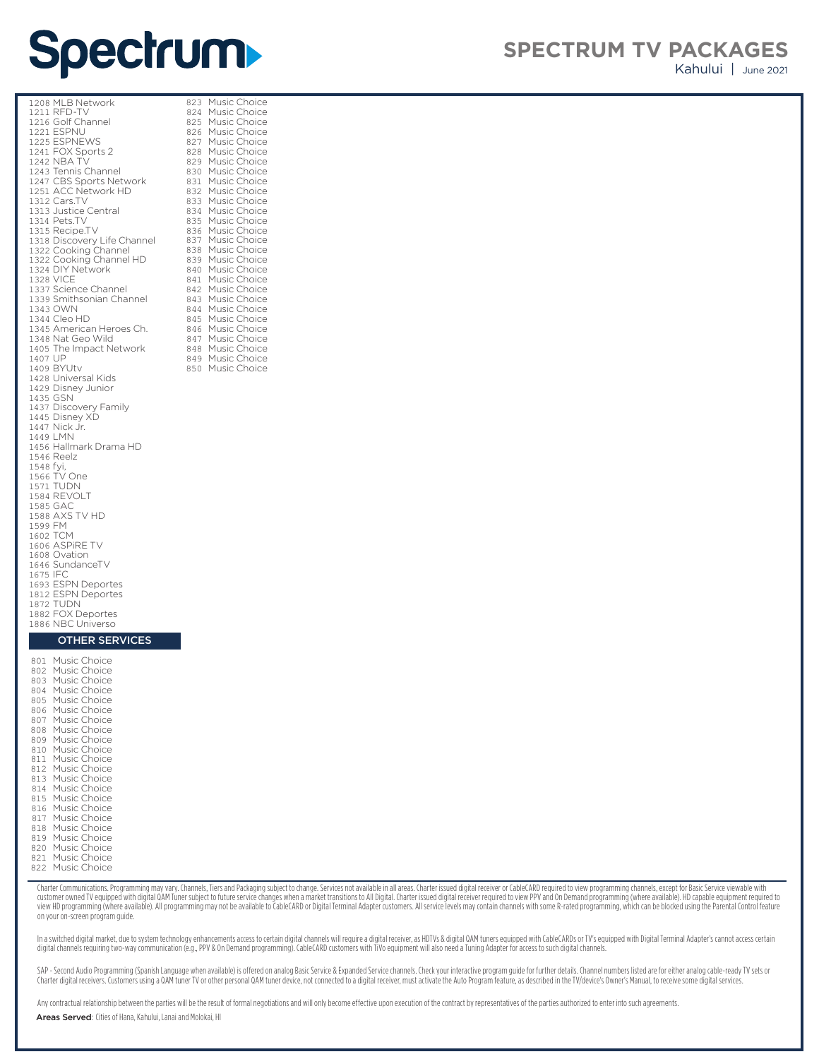1208 MLB Network
1211 RFD-TV
1216 Golf Channel
1221 ESPNU
1225 ESPNEWS
1241 FOX Sports 2
1242 NBA TV
1243 Tennis Channel
1247 CBS Sports Network
1251 ACC Network HD
1312 Cars.TV
1313 Justice Central
1314 Pets.TV
1315 Recipe.TV
1318 Discovery Life Channel
1322 Cooking Channel
1322 Cooking Channel HD
1324 DIY Network
1328 VICE
1337 Science Channel
1339 Smithsonian Channel
1343 OWN
1344 Cleo HD
1345 American Heroes Ch.
1348 Nat Geo Wild
1405 The Impact Network
1407 UP
1409 BYUtv
1428 Universal Kids
1429 Disney Junior
1435 GSN
1437 Discovery Family
1445 Disney XD
1447 Nick Jr.
1449 LMN
1456 Hallmark Drama HD
1546 Reelz
1548 fyi,
1566 TV One
1571 TUDN
1584 REVOLT
1585 GAC
1588 AXS TV HD
1599 FM
1602 TCM
1606 ASPiRE TV
1608 Ovation
1646 SundanceTV
1675 IFC
1693 ESPN Deportes
1812 ESPN Deportes
1872 TUDN
1882 FOX Deportes
1886 NBC Universo

## OTHER SERVICES

801 Music Choice
802 Music Choice
803 Music Choice
804 Music Choice
805 Music Choice
806 Music Choice
807 Music Choice
808 Music Choice
809 Music Choice
810 Music Choice
811 Music Choice
812 Music Choice
813 Music Choice
814 Music Choice
815 Music Choice
816 Music Choice
817 Music Choice
818 Music Choice
819 Music Choice
820 Music Choice
821 Music Choice
822 Music Choice
823 Music Choice
824 Music Choice
825 Music Choice
826 Music Choice
827 Music Choice
828 Music Choice
829 Music Choice
830 Music Choice
831 Music Choice
832 Music Choice
833 Music Choice
834 Music Choice
835 Music Choice
836 Music Choice
837 Music Choice
838 Music Choice
839 Music Choice
840 Music Choice
841 Music Choice
842 Music Choice
843 Music Choice
844 Music Choice
845 Music Choice
846 Music Choice
847 Music Choice
848 Music Choice
849 Music Choice
850 Music Choice

Charter Communications. Programming may vary. Channels, Tiers and Packaging subject to change. Services not available in all areas. Charter issued digital receiver or CableCARD required to view programming channels, except for Basic Service viewable with customer owned TV equipped with digital QAM Tuner subject to future service changes when a market transitions to All Digital. Charter issued digital receiver required to view PPV and On Demand programming (where available). HD capable equipment required to view HD programming (where available). All programming may not be available to CableCARD or Digital Terminal Adapter customers. All service levels may contain channels with some R-rated programming, which can be blocked using the Parental Control feature on your on-screen program guide.

In a switched digital market, due to system technology enhancements access to certain digital channels will require a digital receiver, as HDTVs & digital QAM tuners equipped with CableCARDs or TV's equipped with Digital Terminal Adapter's cannot access certain digital channels requiring two-way communication (e.g., PPV & On Demand programming). CableCARD customers with TiVo equipment will also need a Tuning Adapter for access to such digital channels.

SAP - Second Audio Programming (Spanish Language when available) is offered on analog Basic Service & Expanded Service channels. Check your interactive program guide for further details. Channel numbers listed are for either analog cable-ready TV sets or Charter digital receivers. Customers using a QAM tuner TV or other personal QAM tuner device, not connected to a digital receiver, must activate the Auto Program feature, as described in the TV/device's Owner's Manual, to receive some digital services.

Any contractual relationship between the parties will be the result of formal negotiations and will only become effective upon execution of the contract by representatives of the parties authorized to enter into such agreements.

**Areas Served**: Cities of Hana, Kahului, Lanai and Molokai, HI